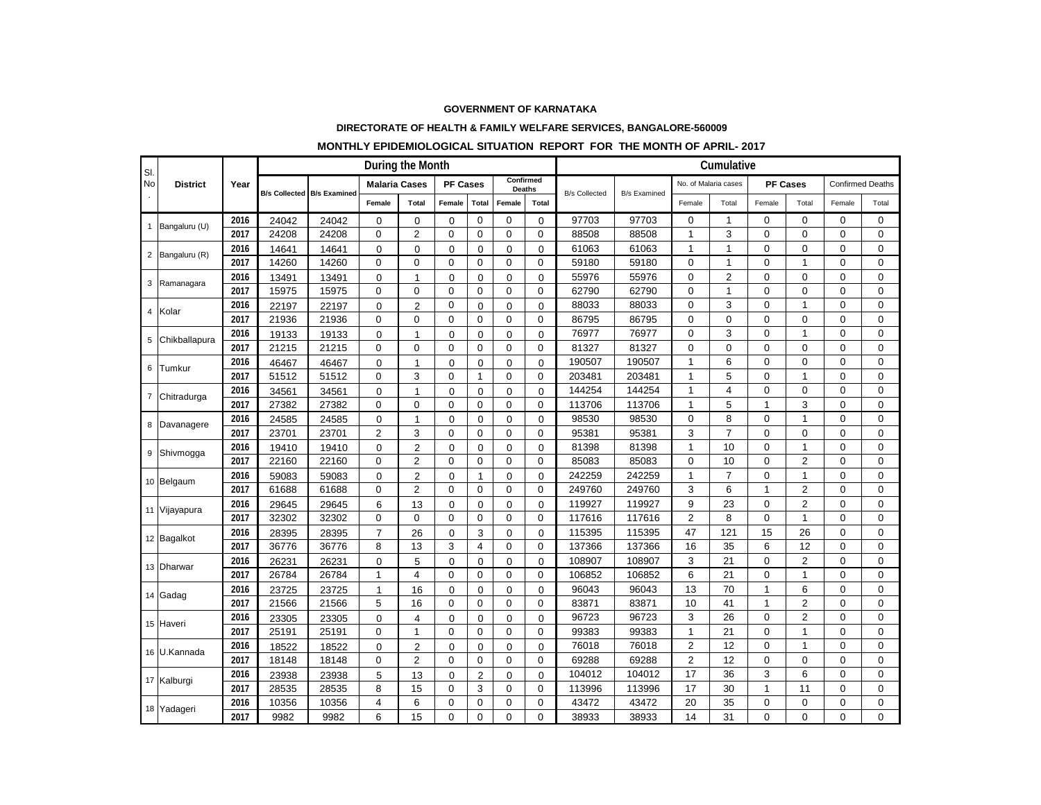**GOVERNMENT OF KARNATAKA**

**DIRECTORATE OF HEALTH & FAMILY WELFARE SERVICES, BANGALORE-560009**

**MONTHLY EPIDEMIOLOGICAL SITUATION REPORT FOR THE MONTH OF APRIL- 2017**

| Sl. No. | District | Year | During the Month | | | | | | | | Cumulative | | | | | | | |
|---|---|---|---|---|---|---|---|---|---|---|---|---|---|---|---|---|---|---|
| | | | B/s Collected | B/s Examined | Malaria Cases | | PF Cases | | Confirmed Deaths | | B/s Collected | B/s Examined | No. of Malaria cases | | PF Cases | | Confirmed Deaths | |
| | | | | | Female | Total | Female | Total | Female | Total | | | Female | Total | Female | Total | Female | Total |
| 1 | Bangaluru (U) | 2016 | 24042 | 24042 | 0 | 0 | 0 | 0 | 0 | 0 | 97703 | 97703 | 0 | 1 | 0 | 0 | 0 | 0 |
| | | 2017 | 24208 | 24208 | 0 | 2 | 0 | 0 | 0 | 0 | 88508 | 88508 | 1 | 3 | 0 | 0 | 0 | 0 |
| 2 | Bangaluru (R) | 2016 | 14641 | 14641 | 0 | 0 | 0 | 0 | 0 | 0 | 61063 | 61063 | 1 | 1 | 0 | 0 | 0 | 0 |
| | | 2017 | 14260 | 14260 | 0 | 0 | 0 | 0 | 0 | 0 | 59180 | 59180 | 0 | 1 | 0 | 1 | 0 | 0 |
| 3 | Ramanagara | 2016 | 13491 | 13491 | 0 | 1 | 0 | 0 | 0 | 0 | 55976 | 55976 | 0 | 2 | 0 | 0 | 0 | 0 |
| | | 2017 | 15975 | 15975 | 0 | 0 | 0 | 0 | 0 | 0 | 62790 | 62790 | 0 | 1 | 0 | 0 | 0 | 0 |
| 4 | Kolar | 2016 | 22197 | 22197 | 0 | 2 | 0 | 0 | 0 | 0 | 88033 | 88033 | 0 | 3 | 0 | 1 | 0 | 0 |
| | | 2017 | 21936 | 21936 | 0 | 0 | 0 | 0 | 0 | 0 | 86795 | 86795 | 0 | 0 | 0 | 0 | 0 | 0 |
| 5 | Chikballapura | 2016 | 19133 | 19133 | 0 | 1 | 0 | 0 | 0 | 0 | 76977 | 76977 | 0 | 3 | 0 | 1 | 0 | 0 |
| | | 2017 | 21215 | 21215 | 0 | 0 | 0 | 0 | 0 | 0 | 81327 | 81327 | 0 | 0 | 0 | 0 | 0 | 0 |
| 6 | Tumkur | 2016 | 46467 | 46467 | 0 | 1 | 0 | 0 | 0 | 0 | 190507 | 190507 | 1 | 6 | 0 | 0 | 0 | 0 |
| | | 2017 | 51512 | 51512 | 0 | 3 | 0 | 1 | 0 | 0 | 203481 | 203481 | 1 | 5 | 0 | 1 | 0 | 0 |
| 7 | Chitradurga | 2016 | 34561 | 34561 | 0 | 1 | 0 | 0 | 0 | 0 | 144254 | 144254 | 1 | 4 | 0 | 0 | 0 | 0 |
| | | 2017 | 27382 | 27382 | 0 | 0 | 0 | 0 | 0 | 0 | 113706 | 113706 | 1 | 5 | 1 | 3 | 0 | 0 |
| 8 | Davanagere | 2016 | 24585 | 24585 | 0 | 1 | 0 | 0 | 0 | 0 | 98530 | 98530 | 0 | 8 | 0 | 1 | 0 | 0 |
| | | 2017 | 23701 | 23701 | 2 | 3 | 0 | 0 | 0 | 0 | 95381 | 95381 | 3 | 7 | 0 | 0 | 0 | 0 |
| 9 | Shivmogga | 2016 | 19410 | 19410 | 0 | 2 | 0 | 0 | 0 | 0 | 81398 | 81398 | 1 | 10 | 0 | 1 | 0 | 0 |
| | | 2017 | 22160 | 22160 | 0 | 2 | 0 | 0 | 0 | 0 | 85083 | 85083 | 0 | 10 | 0 | 2 | 0 | 0 |
| 10 | Belgaum | 2016 | 59083 | 59083 | 0 | 2 | 0 | 1 | 0 | 0 | 242259 | 242259 | 1 | 7 | 0 | 1 | 0 | 0 |
| | | 2017 | 61688 | 61688 | 0 | 2 | 0 | 0 | 0 | 0 | 249760 | 249760 | 3 | 6 | 1 | 2 | 0 | 0 |
| 11 | Vijayapura | 2016 | 29645 | 29645 | 6 | 13 | 0 | 0 | 0 | 0 | 119927 | 119927 | 9 | 23 | 0 | 2 | 0 | 0 |
| | | 2017 | 32302 | 32302 | 0 | 0 | 0 | 0 | 0 | 0 | 117616 | 117616 | 2 | 8 | 0 | 1 | 0 | 0 |
| 12 | Bagalkot | 2016 | 28395 | 28395 | 7 | 26 | 0 | 3 | 0 | 0 | 115395 | 115395 | 47 | 121 | 15 | 26 | 0 | 0 |
| | | 2017 | 36776 | 36776 | 8 | 13 | 3 | 4 | 0 | 0 | 137366 | 137366 | 16 | 35 | 6 | 12 | 0 | 0 |
| 13 | Dharwar | 2016 | 26231 | 26231 | 0 | 5 | 0 | 0 | 0 | 0 | 108907 | 108907 | 3 | 21 | 0 | 2 | 0 | 0 |
| | | 2017 | 26784 | 26784 | 1 | 4 | 0 | 0 | 0 | 0 | 106852 | 106852 | 6 | 21 | 0 | 1 | 0 | 0 |
| 14 | Gadag | 2016 | 23725 | 23725 | 1 | 16 | 0 | 0 | 0 | 0 | 96043 | 96043 | 13 | 70 | 1 | 6 | 0 | 0 |
| | | 2017 | 21566 | 21566 | 5 | 16 | 0 | 0 | 0 | 0 | 83871 | 83871 | 10 | 41 | 1 | 2 | 0 | 0 |
| 15 | Haveri | 2016 | 23305 | 23305 | 0 | 4 | 0 | 0 | 0 | 0 | 96723 | 96723 | 3 | 26 | 0 | 2 | 0 | 0 |
| | | 2017 | 25191 | 25191 | 0 | 1 | 0 | 0 | 0 | 0 | 99383 | 99383 | 1 | 21 | 0 | 1 | 0 | 0 |
| 16 | U.Kannada | 2016 | 18522 | 18522 | 0 | 2 | 0 | 0 | 0 | 0 | 76018 | 76018 | 2 | 12 | 0 | 1 | 0 | 0 |
| | | 2017 | 18148 | 18148 | 0 | 2 | 0 | 0 | 0 | 0 | 69288 | 69288 | 2 | 12 | 0 | 0 | 0 | 0 |
| 17 | Kalburgi | 2016 | 23938 | 23938 | 5 | 13 | 0 | 2 | 0 | 0 | 104012 | 104012 | 17 | 36 | 3 | 6 | 0 | 0 |
| | | 2017 | 28535 | 28535 | 8 | 15 | 0 | 3 | 0 | 0 | 113996 | 113996 | 17 | 30 | 1 | 11 | 0 | 0 |
| 18 | Yadageri | 2016 | 10356 | 10356 | 4 | 6 | 0 | 0 | 0 | 0 | 43472 | 43472 | 20 | 35 | 0 | 0 | 0 | 0 |
| | | 2017 | 9982 | 9982 | 6 | 15 | 0 | 0 | 0 | 0 | 38933 | 38933 | 14 | 31 | 0 | 0 | 0 | 0 |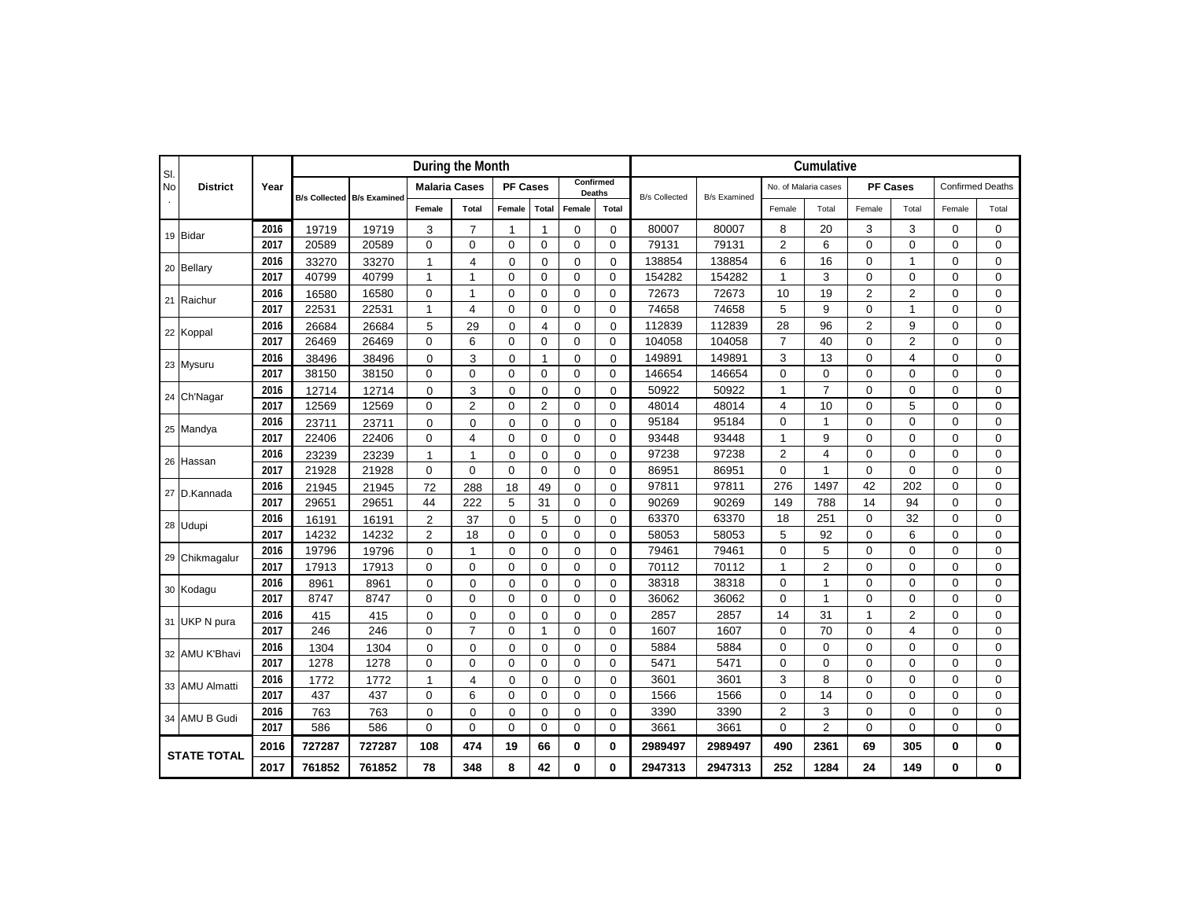| Sl. No. | District | Year | During the Month | | | | | | | | Cumulative | | | | | | | | | |
|---|---|---|---|---|---|---|---|---|---|---|---|---|---|---|---|---|---|---|---|---|
| | | | B/s Collected | B/s Examined | Malaria Cases | | PF Cases | | Confirmed Deaths | | B/s Collected | B/s Examined | No. of Malaria cases | | PF Cases | | Confirmed Deaths | |
| | | | | | Female | Total | Female | Total | Female | Total | | | Female | Total | Female | Total | Female | Total |
| 19 | Bidar | 2016 | 19719 | 19719 | 3 | 7 | 1 | 1 | 0 | 0 | 80007 | 80007 | 8 | 20 | 3 | 3 | 0 | 0 |
| | | 2017 | 20589 | 20589 | 0 | 0 | 0 | 0 | 0 | 0 | 79131 | 79131 | 2 | 6 | 0 | 0 | 0 | 0 |
| 20 | Bellary | 2016 | 33270 | 33270 | 1 | 4 | 0 | 0 | 0 | 0 | 138854 | 138854 | 6 | 16 | 0 | 1 | 0 | 0 |
| | | 2017 | 40799 | 40799 | 1 | 1 | 0 | 0 | 0 | 0 | 154282 | 154282 | 1 | 3 | 0 | 0 | 0 | 0 |
| 21 | Raichur | 2016 | 16580 | 16580 | 0 | 1 | 0 | 0 | 0 | 0 | 72673 | 72673 | 10 | 19 | 2 | 2 | 0 | 0 |
| | | 2017 | 22531 | 22531 | 1 | 4 | 0 | 0 | 0 | 0 | 74658 | 74658 | 5 | 9 | 0 | 1 | 0 | 0 |
| 22 | Koppal | 2016 | 26684 | 26684 | 5 | 29 | 0 | 4 | 0 | 0 | 112839 | 112839 | 28 | 96 | 2 | 9 | 0 | 0 |
| | | 2017 | 26469 | 26469 | 0 | 6 | 0 | 0 | 0 | 0 | 104058 | 104058 | 7 | 40 | 0 | 2 | 0 | 0 |
| 23 | Mysuru | 2016 | 38496 | 38496 | 0 | 3 | 0 | 1 | 0 | 0 | 149891 | 149891 | 3 | 13 | 0 | 4 | 0 | 0 |
| | | 2017 | 38150 | 38150 | 0 | 0 | 0 | 0 | 0 | 0 | 146654 | 146654 | 0 | 0 | 0 | 0 | 0 | 0 |
| 24 | Ch'Nagar | 2016 | 12714 | 12714 | 0 | 3 | 0 | 0 | 0 | 0 | 50922 | 50922 | 1 | 7 | 0 | 0 | 0 | 0 |
| | | 2017 | 12569 | 12569 | 0 | 2 | 0 | 2 | 0 | 0 | 48014 | 48014 | 4 | 10 | 0 | 5 | 0 | 0 |
| 25 | Mandya | 2016 | 23711 | 23711 | 0 | 0 | 0 | 0 | 0 | 0 | 95184 | 95184 | 0 | 1 | 0 | 0 | 0 | 0 |
| | | 2017 | 22406 | 22406 | 0 | 4 | 0 | 0 | 0 | 0 | 93448 | 93448 | 1 | 9 | 0 | 0 | 0 | 0 |
| 26 | Hassan | 2016 | 23239 | 23239 | 1 | 1 | 0 | 0 | 0 | 0 | 97238 | 97238 | 2 | 4 | 0 | 0 | 0 | 0 |
| | | 2017 | 21928 | 21928 | 0 | 0 | 0 | 0 | 0 | 0 | 86951 | 86951 | 0 | 1 | 0 | 0 | 0 | 0 |
| 27 | D.Kannada | 2016 | 21945 | 21945 | 72 | 288 | 18 | 49 | 0 | 0 | 97811 | 97811 | 276 | 1497 | 42 | 202 | 0 | 0 |
| | | 2017 | 29651 | 29651 | 44 | 222 | 5 | 31 | 0 | 0 | 90269 | 90269 | 149 | 788 | 14 | 94 | 0 | 0 |
| 28 | Udupi | 2016 | 16191 | 16191 | 2 | 37 | 0 | 5 | 0 | 0 | 63370 | 63370 | 18 | 251 | 0 | 32 | 0 | 0 |
| | | 2017 | 14232 | 14232 | 2 | 18 | 0 | 0 | 0 | 0 | 58053 | 58053 | 5 | 92 | 0 | 6 | 0 | 0 |
| 29 | Chikmagalur | 2016 | 19796 | 19796 | 0 | 1 | 0 | 0 | 0 | 0 | 79461 | 79461 | 0 | 5 | 0 | 0 | 0 | 0 |
| | | 2017 | 17913 | 17913 | 0 | 0 | 0 | 0 | 0 | 0 | 70112 | 70112 | 1 | 2 | 0 | 0 | 0 | 0 |
| 30 | Kodagu | 2016 | 8961 | 8961 | 0 | 0 | 0 | 0 | 0 | 0 | 38318 | 38318 | 0 | 1 | 0 | 0 | 0 | 0 |
| | | 2017 | 8747 | 8747 | 0 | 0 | 0 | 0 | 0 | 0 | 36062 | 36062 | 0 | 1 | 0 | 0 | 0 | 0 |
| 31 | UKP N pura | 2016 | 415 | 415 | 0 | 0 | 0 | 0 | 0 | 0 | 2857 | 2857 | 14 | 31 | 1 | 2 | 0 | 0 |
| | | 2017 | 246 | 246 | 0 | 7 | 0 | 1 | 0 | 0 | 1607 | 1607 | 0 | 70 | 0 | 4 | 0 | 0 |
| 32 | AMU K'Bhavi | 2016 | 1304 | 1304 | 0 | 0 | 0 | 0 | 0 | 0 | 5884 | 5884 | 0 | 0 | 0 | 0 | 0 | 0 |
| | | 2017 | 1278 | 1278 | 0 | 0 | 0 | 0 | 0 | 0 | 5471 | 5471 | 0 | 0 | 0 | 0 | 0 | 0 |
| 33 | AMU Almatti | 2016 | 1772 | 1772 | 1 | 4 | 0 | 0 | 0 | 0 | 3601 | 3601 | 3 | 8 | 0 | 0 | 0 | 0 |
| | | 2017 | 437 | 437 | 0 | 6 | 0 | 0 | 0 | 0 | 1566 | 1566 | 0 | 14 | 0 | 0 | 0 | 0 |
| 34 | AMU B Gudi | 2016 | 763 | 763 | 0 | 0 | 0 | 0 | 0 | 0 | 3390 | 3390 | 2 | 3 | 0 | 0 | 0 | 0 |
| | | 2017 | 586 | 586 | 0 | 0 | 0 | 0 | 0 | 0 | 3661 | 3661 | 0 | 2 | 0 | 0 | 0 | 0 |
| **STATE TOTAL** | | **2016** | **727287** | **727287** | **108** | **474** | **19** | **66** | **0** | **0** | **2989497** | **2989497** | **490** | **2361** | **69** | **305** | **0** | **0** |
| | | **2017** | **761852** | **761852** | **78** | **348** | **8** | **42** | **0** | **0** | **2947313** | **2947313** | **252** | **1284** | **24** | **149** | **0** | **0** |